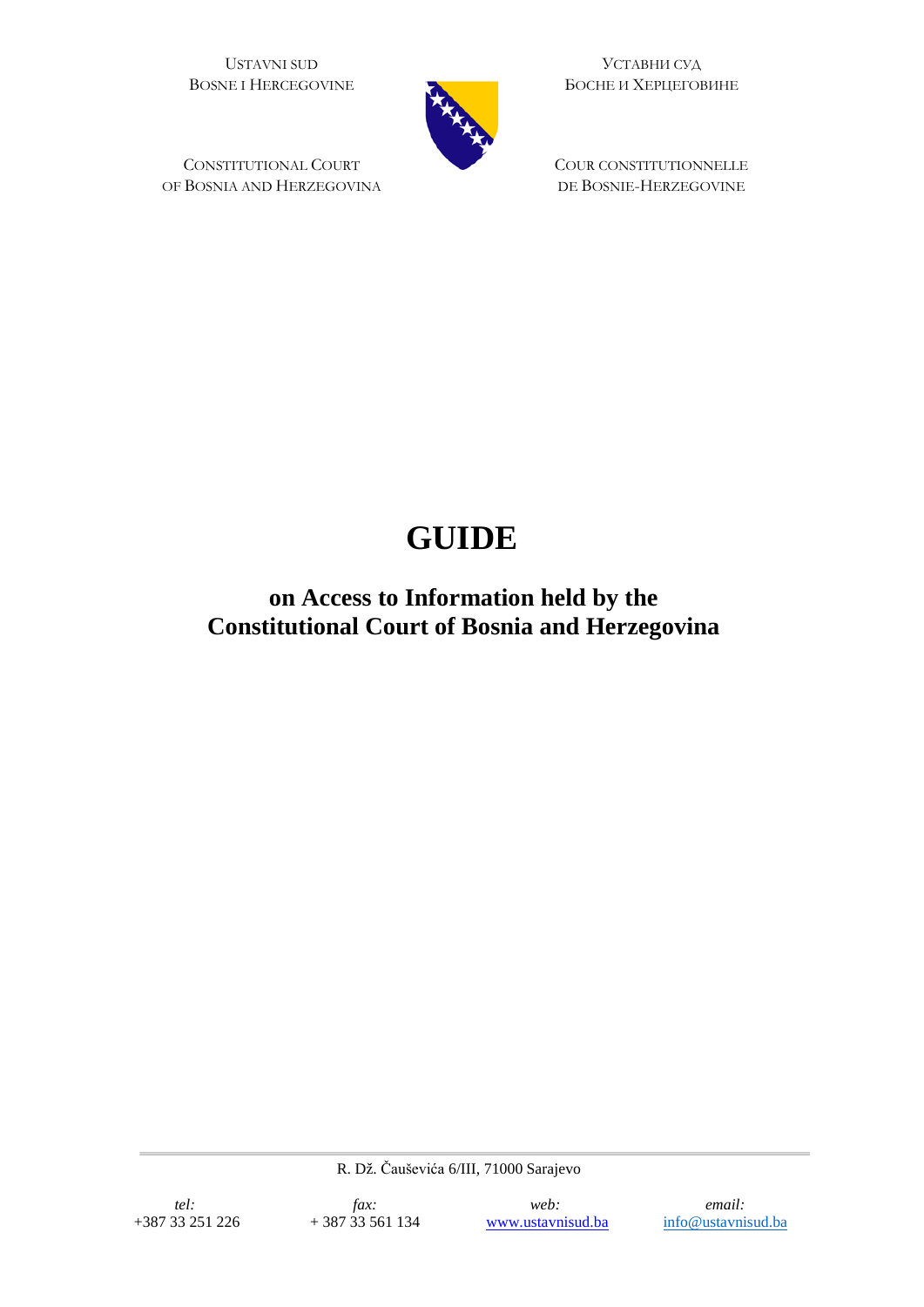USTAVNI SUD
BOSNE I HERCEGOVINE

УСТАВНИ СУД
БОСНЕ И ХЕРЦЕГОВИНЕ

CONSTITUTIONAL COURT
OF BOSNIA AND HERZEGOVINA

COUR CONSTITUTIONNELLE
DE BOSNIE-HERZEGOVINE

# GUIDE

## on Access to Information held by the Constitutional Court of Bosnia and Herzegovina

R. Dž. Čauševića 6/III, 71000 Sarajevo

*tel:* +387 33 251 226

*fax:* + 387 33 561 134

*web:* www.ustavnisud.ba

*email:* info@ustavnisud.ba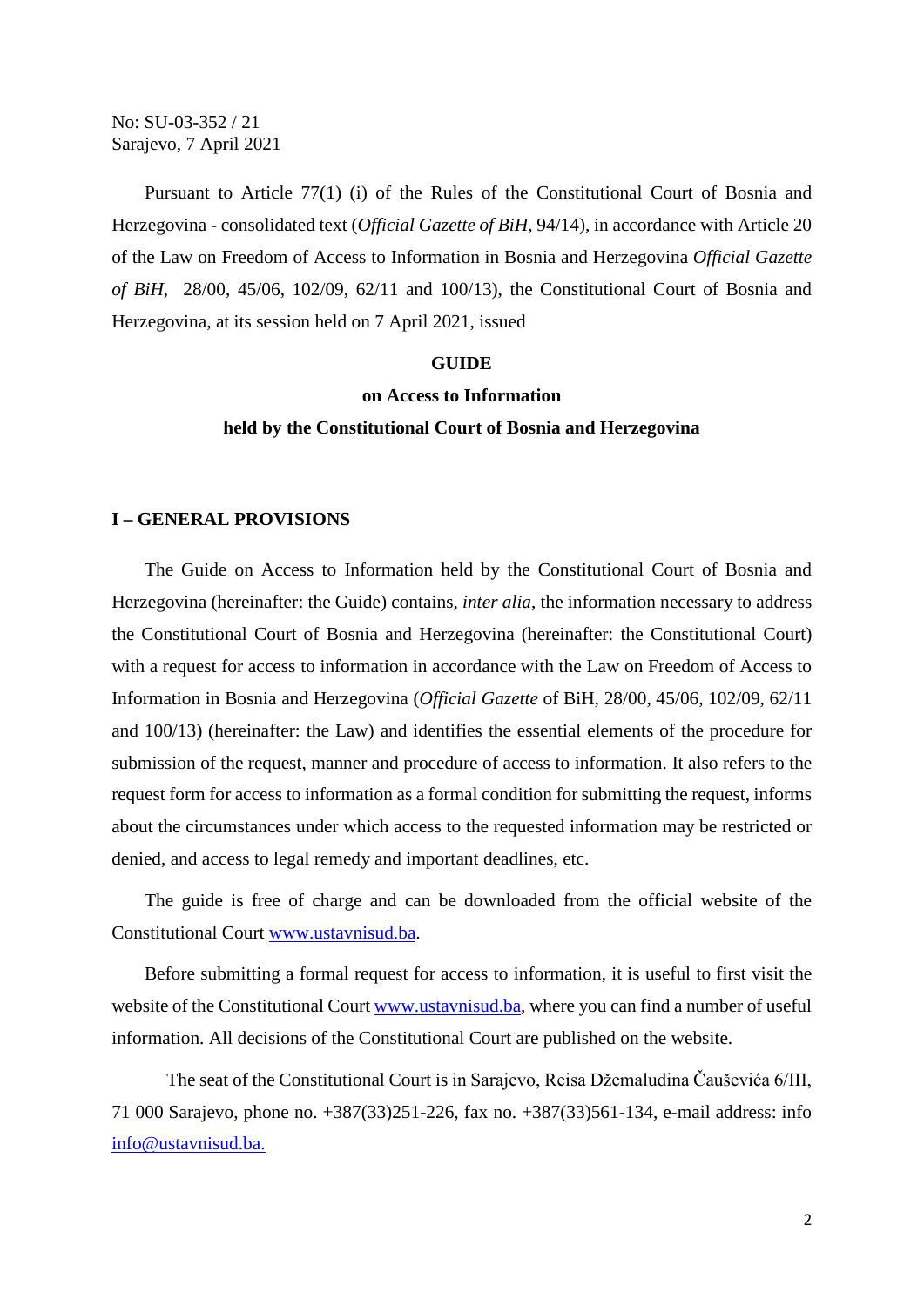No: SU-03-352 / 21
Sarajevo, 7 April 2021

Pursuant to Article 77(1) (i) of the Rules of the Constitutional Court of Bosnia and Herzegovina - consolidated text (*Official Gazette of BiH*, 94/14), in accordance with Article 20 of the Law on Freedom of Access to Information in Bosnia and Herzegovina *Official Gazette of BiH*, 28/00, 45/06, 102/09, 62/11 and 100/13), the Constitutional Court of Bosnia and Herzegovina, at its session held on 7 April 2021, issued

**GUIDE**

**on Access to Information**

**held by the Constitutional Court of Bosnia and Herzegovina**

## I – GENERAL PROVISIONS

The Guide on Access to Information held by the Constitutional Court of Bosnia and Herzegovina (hereinafter: the Guide) contains, *inter alia*, the information necessary to address the Constitutional Court of Bosnia and Herzegovina (hereinafter: the Constitutional Court) with a request for access to information in accordance with the Law on Freedom of Access to Information in Bosnia and Herzegovina (*Official Gazette* of BiH, 28/00, 45/06, 102/09, 62/11 and 100/13) (hereinafter: the Law) and identifies the essential elements of the procedure for submission of the request, manner and procedure of access to information. It also refers to the request form for access to information as a formal condition for submitting the request, informs about the circumstances under which access to the requested information may be restricted or denied, and access to legal remedy and important deadlines, etc.

The guide is free of charge and can be downloaded from the official website of the Constitutional Court www.ustavnisud.ba.

Before submitting a formal request for access to information, it is useful to first visit the website of the Constitutional Court www.ustavnisud.ba, where you can find a number of useful information. All decisions of the Constitutional Court are published on the website.

The seat of the Constitutional Court is in Sarajevo, Reisa Džemaludina Čauševića 6/III, 71 000 Sarajevo, phone no. +387(33)251-226, fax no. +387(33)561-134, e-mail address: info info@ustavnisud.ba.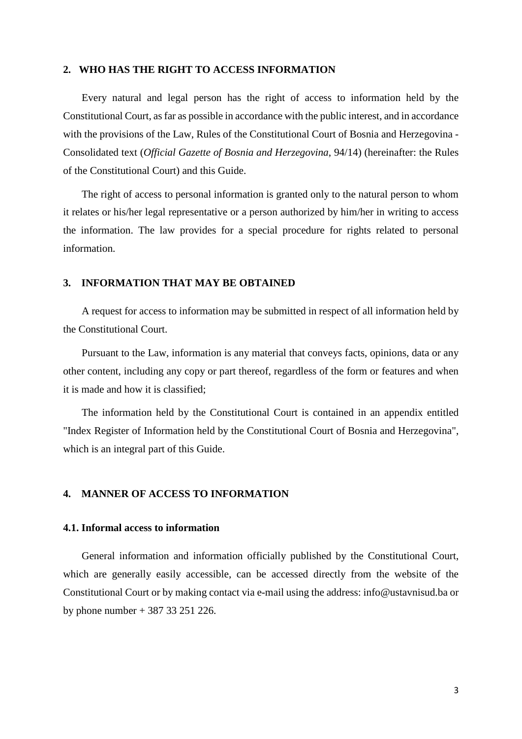## 2. WHO HAS THE RIGHT TO ACCESS INFORMATION

Every natural and legal person has the right of access to information held by the Constitutional Court, as far as possible in accordance with the public interest, and in accordance with the provisions of the Law, Rules of the Constitutional Court of Bosnia and Herzegovina - Consolidated text (*Official Gazette of Bosnia and Herzegovina*, 94/14) (hereinafter: the Rules of the Constitutional Court) and this Guide.

The right of access to personal information is granted only to the natural person to whom it relates or his/her legal representative or a person authorized by him/her in writing to access the information. The law provides for a special procedure for rights related to personal information.

## 3. INFORMATION THAT MAY BE OBTAINED

A request for access to information may be submitted in respect of all information held by the Constitutional Court.

Pursuant to the Law, information is any material that conveys facts, opinions, data or any other content, including any copy or part thereof, regardless of the form or features and when it is made and how it is classified;

The information held by the Constitutional Court is contained in an appendix entitled "Index Register of Information held by the Constitutional Court of Bosnia and Herzegovina", which is an integral part of this Guide.

## 4. MANNER OF ACCESS TO INFORMATION

### 4.1. Informal access to information

General information and information officially published by the Constitutional Court, which are generally easily accessible, can be accessed directly from the website of the Constitutional Court or by making contact via e-mail using the address: info@ustavnisud.ba or by phone number + 387 33 251 226.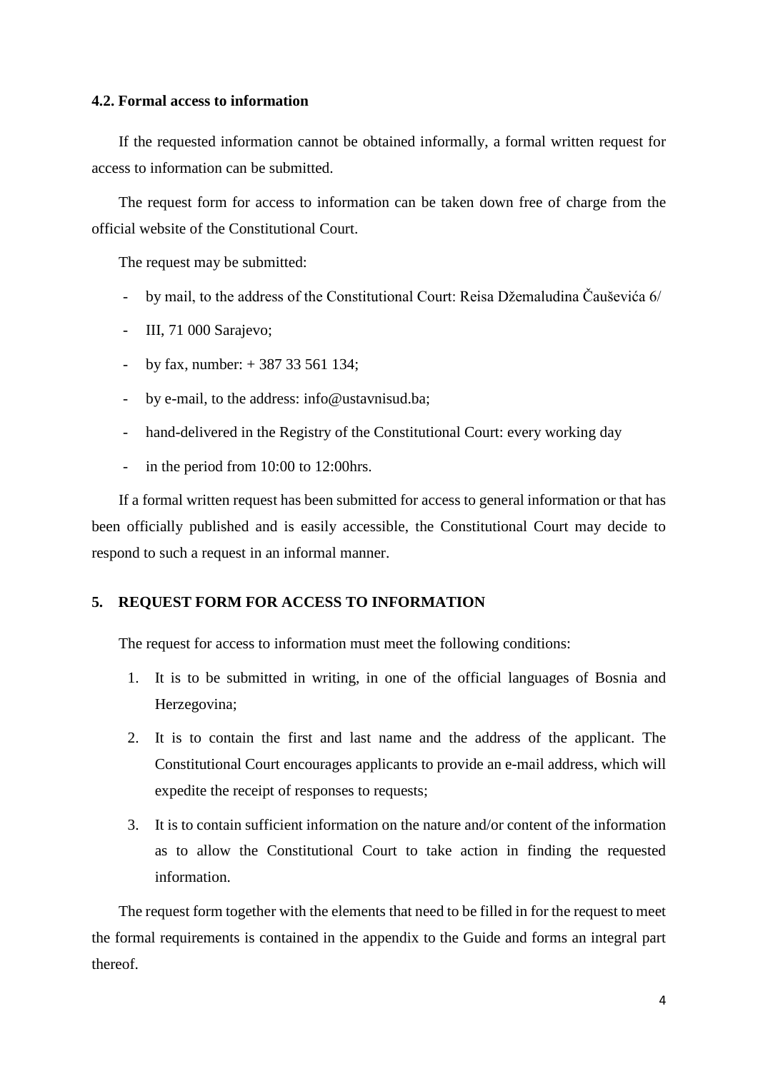### 4.2. Formal access to information

If the requested information cannot be obtained informally, a formal written request for access to information can be submitted.

The request form for access to information can be taken down free of charge from the official website of the Constitutional Court.

The request may be submitted:

- by mail, to the address of the Constitutional Court: Reisa Džemaludina Čauševića 6/
- III, 71 000 Sarajevo;
- by fax, number: + 387 33 561 134;
- by e-mail, to the address: info@ustavnisud.ba;
- hand-delivered in the Registry of the Constitutional Court: every working day
- in the period from 10:00 to 12:00hrs.

If a formal written request has been submitted for access to general information or that has been officially published and is easily accessible, the Constitutional Court may decide to respond to such a request in an informal manner.

## 5. REQUEST FORM FOR ACCESS TO INFORMATION

The request for access to information must meet the following conditions:

1. It is to be submitted in writing, in one of the official languages of Bosnia and Herzegovina;
2. It is to contain the first and last name and the address of the applicant. The Constitutional Court encourages applicants to provide an e-mail address, which will expedite the receipt of responses to requests;
3. It is to contain sufficient information on the nature and/or content of the information as to allow the Constitutional Court to take action in finding the requested information.

The request form together with the elements that need to be filled in for the request to meet the formal requirements is contained in the appendix to the Guide and forms an integral part thereof.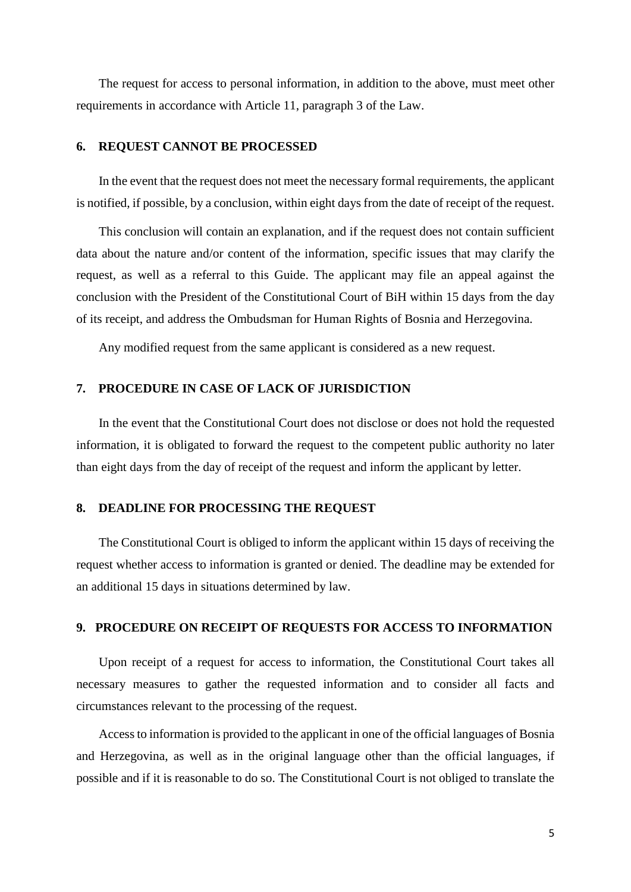The request for access to personal information, in addition to the above, must meet other requirements in accordance with Article 11, paragraph 3 of the Law.

## 6. REQUEST CANNOT BE PROCESSED

In the event that the request does not meet the necessary formal requirements, the applicant is notified, if possible, by a conclusion, within eight days from the date of receipt of the request.

This conclusion will contain an explanation, and if the request does not contain sufficient data about the nature and/or content of the information, specific issues that may clarify the request, as well as a referral to this Guide. The applicant may file an appeal against the conclusion with the President of the Constitutional Court of BiH within 15 days from the day of its receipt, and address the Ombudsman for Human Rights of Bosnia and Herzegovina.

Any modified request from the same applicant is considered as a new request.

## 7. PROCEDURE IN CASE OF LACK OF JURISDICTION

In the event that the Constitutional Court does not disclose or does not hold the requested information, it is obligated to forward the request to the competent public authority no later than eight days from the day of receipt of the request and inform the applicant by letter.

## 8. DEADLINE FOR PROCESSING THE REQUEST

The Constitutional Court is obliged to inform the applicant within 15 days of receiving the request whether access to information is granted or denied. The deadline may be extended for an additional 15 days in situations determined by law.

## 9. PROCEDURE ON RECEIPT OF REQUESTS FOR ACCESS TO INFORMATION

Upon receipt of a request for access to information, the Constitutional Court takes all necessary measures to gather the requested information and to consider all facts and circumstances relevant to the processing of the request.

Access to information is provided to the applicant in one of the official languages of Bosnia and Herzegovina, as well as in the original language other than the official languages, if possible and if it is reasonable to do so. The Constitutional Court is not obliged to translate the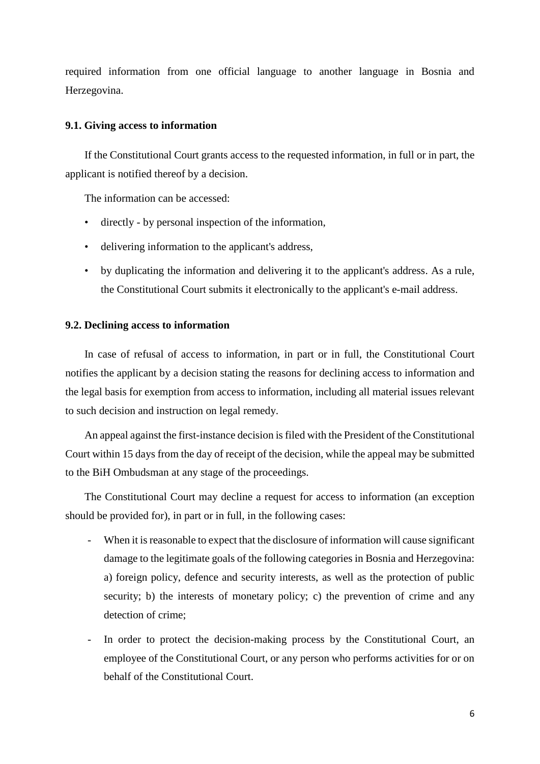required information from one official language to another language in Bosnia and Herzegovina.

### 9.1. Giving access to information

If the Constitutional Court grants access to the requested information, in full or in part, the applicant is notified thereof by a decision.

The information can be accessed:

- directly - by personal inspection of the information,
- delivering information to the applicant's address,
- by duplicating the information and delivering it to the applicant's address. As a rule, the Constitutional Court submits it electronically to the applicant's e-mail address.

### 9.2. Declining access to information

In case of refusal of access to information, in part or in full, the Constitutional Court notifies the applicant by a decision stating the reasons for declining access to information and the legal basis for exemption from access to information, including all material issues relevant to such decision and instruction on legal remedy.

An appeal against the first-instance decision is filed with the President of the Constitutional Court within 15 days from the day of receipt of the decision, while the appeal may be submitted to the BiH Ombudsman at any stage of the proceedings.

The Constitutional Court may decline a request for access to information (an exception should be provided for), in part or in full, in the following cases:

- When it is reasonable to expect that the disclosure of information will cause significant damage to the legitimate goals of the following categories in Bosnia and Herzegovina: a) foreign policy, defence and security interests, as well as the protection of public security; b) the interests of monetary policy; c) the prevention of crime and any detection of crime;
- In order to protect the decision-making process by the Constitutional Court, an employee of the Constitutional Court, or any person who performs activities for or on behalf of the Constitutional Court.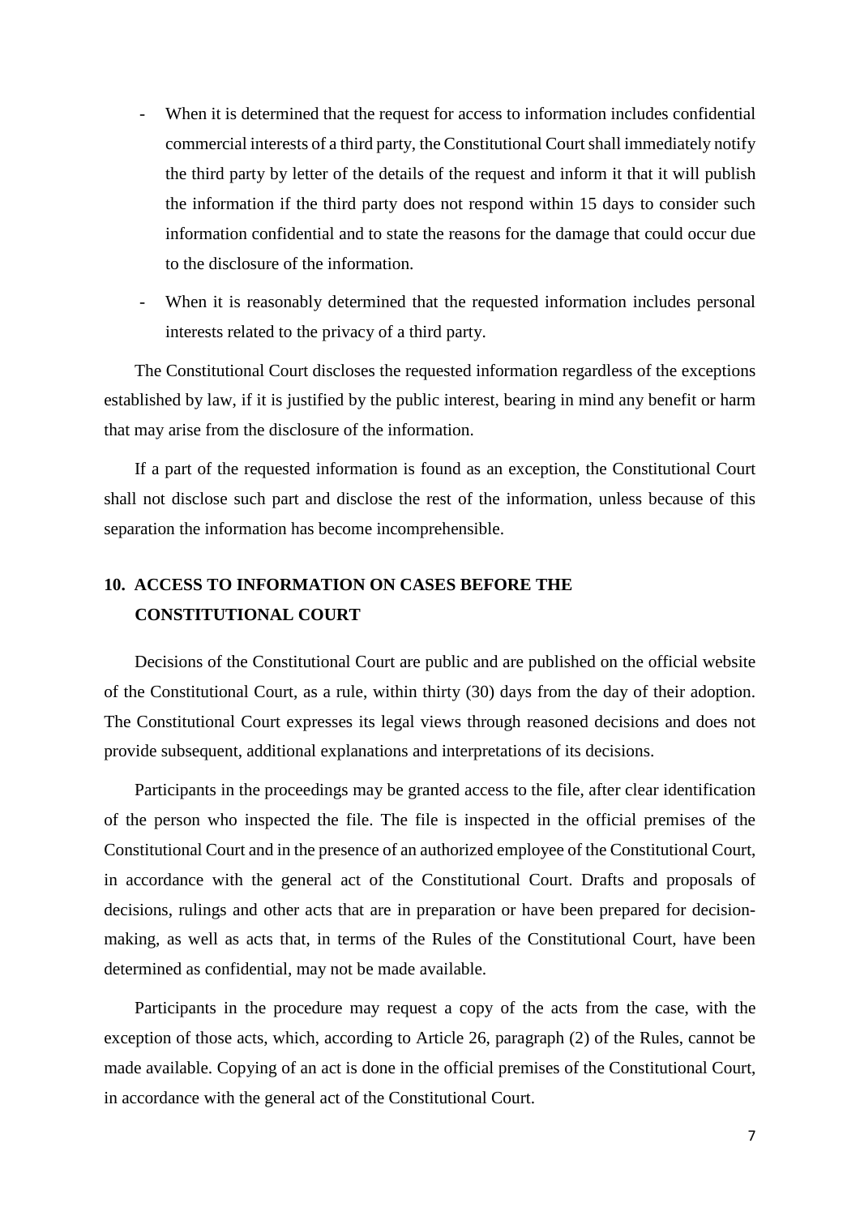- When it is determined that the request for access to information includes confidential commercial interests of a third party, the Constitutional Court shall immediately notify the third party by letter of the details of the request and inform it that it will publish the information if the third party does not respond within 15 days to consider such information confidential and to state the reasons for the damage that could occur due to the disclosure of the information.
- When it is reasonably determined that the requested information includes personal interests related to the privacy of a third party.

The Constitutional Court discloses the requested information regardless of the exceptions established by law, if it is justified by the public interest, bearing in mind any benefit or harm that may arise from the disclosure of the information.

If a part of the requested information is found as an exception, the Constitutional Court shall not disclose such part and disclose the rest of the information, unless because of this separation the information has become incomprehensible.

## 10. ACCESS TO INFORMATION ON CASES BEFORE THE CONSTITUTIONAL COURT

Decisions of the Constitutional Court are public and are published on the official website of the Constitutional Court, as a rule, within thirty (30) days from the day of their adoption. The Constitutional Court expresses its legal views through reasoned decisions and does not provide subsequent, additional explanations and interpretations of its decisions.

Participants in the proceedings may be granted access to the file, after clear identification of the person who inspected the file. The file is inspected in the official premises of the Constitutional Court and in the presence of an authorized employee of the Constitutional Court, in accordance with the general act of the Constitutional Court. Drafts and proposals of decisions, rulings and other acts that are in preparation or have been prepared for decision-making, as well as acts that, in terms of the Rules of the Constitutional Court, have been determined as confidential, may not be made available.

Participants in the procedure may request a copy of the acts from the case, with the exception of those acts, which, according to Article 26, paragraph (2) of the Rules, cannot be made available. Copying of an act is done in the official premises of the Constitutional Court, in accordance with the general act of the Constitutional Court.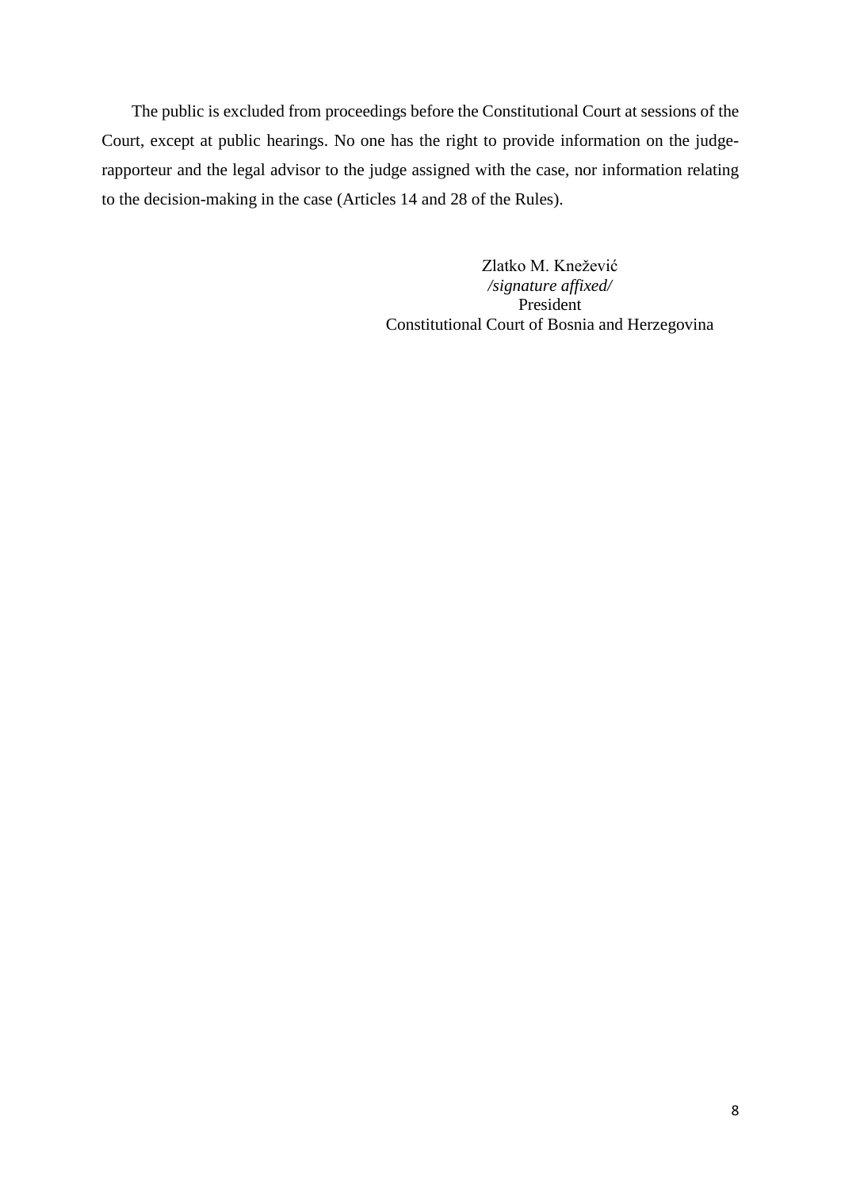The public is excluded from proceedings before the Constitutional Court at sessions of the Court, except at public hearings. No one has the right to provide information on the judge-rapporteur and the legal advisor to the judge assigned with the case, nor information relating to the decision-making in the case (Articles 14 and 28 of the Rules).

Zlatko M. Knežević
*/signature affixed/*
President
Constitutional Court of Bosnia and Herzegovina